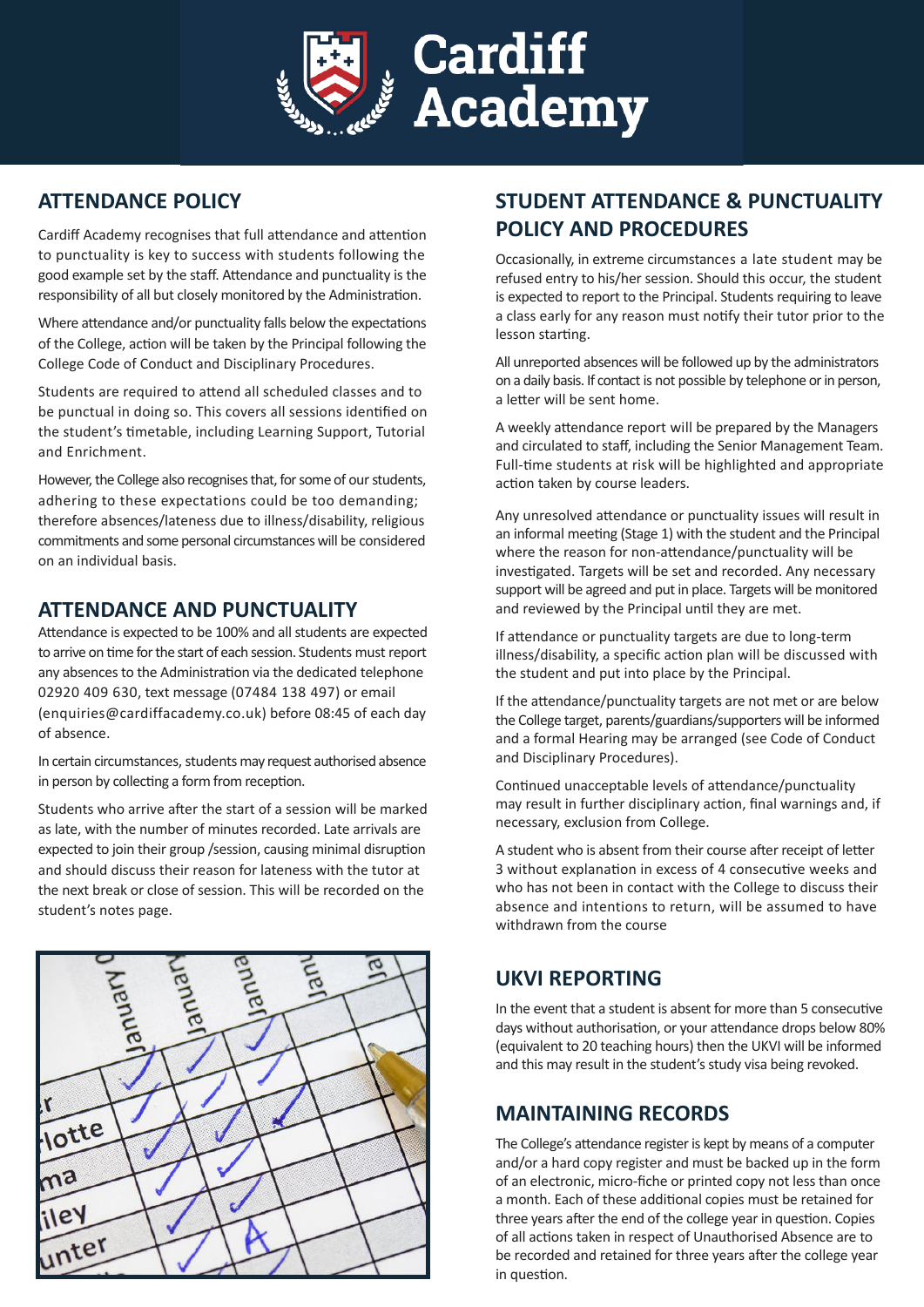# Cardiff Academy

## ATTENDANCE POLICY

Cardiff Academy recognises that full attendance and attention to punctuality is key to success with students following the good example set by the staff. Attendance and punctuality is the responsibility of all but closely monitored by the Administration.

Where attendance and/or punctuality falls below the expectations of the College, action will be taken by the Principal following the College Code of Conduct and Disciplinary Procedures.

Students are required to attend all scheduled classes and to be punctual in doing so. This covers all sessions identified on the student's timetable, including Learning Support, Tutorial and Enrichment.

However, the College also recognises that, for some of our students, adhering to these expectations could be too demanding; therefore absences/lateness due to illness/disability, religious commitments and some personal circumstances will be considered on an individual basis.

## ATTENDANCE AND PUNCTUALITY

Attendance is expected to be 100% and all students are expected to arrive on time for the start of each session. Students must report any absences to the Administration via the dedicated telephone 02920 409 630, text message (07484 138 497) or email (enquiries@cardiffacademy.co.uk) before 08:45 of each day of absence.

In certain circumstances, students may request authorised absence in person by collecting a form from reception.

Students who arrive after the start of a session will be marked as late, with the number of minutes recorded. Late arrivals are expected to join their group /session, causing minimal disruption and should discuss their reason for lateness with the tutor at the next break or close of session. This will be recorded on the student's notes page.

## STUDENT ATTENDANCE & PUNCTUALITY POLICY AND PROCEDURES

Occasionally, in extreme circumstances a late student may be refused entry to his/her session. Should this occur, the student is expected to report to the Principal. Students requiring to leave a class early for any reason must notify their tutor prior to the lesson starting.

All unreported absences will be followed up by the administrators on a daily basis. If contact is not possible by telephone or in person, a letter will be sent home.

A weekly attendance report will be prepared by the Managers and circulated to staff, including the Senior Management Team. Full-time students at risk will be highlighted and appropriate action taken by course leaders.

Any unresolved attendance or punctuality issues will result in an informal meeting (Stage 1) with the student and the Principal where the reason for non-attendance/punctuality will be investigated. Targets will be set and recorded. Any necessary support will be agreed and put in place. Targets will be monitored and reviewed by the Principal until they are met.

If attendance or punctuality targets are due to long-term illness/disability, a specific action plan will be discussed with the student and put into place by the Principal.

If the attendance/punctuality targets are not met or are below the College target, parents/guardians/supporters will be informed and a formal Hearing may be arranged (see Code of Conduct and Disciplinary Procedures).

Continued unacceptable levels of attendance/punctuality may result in further disciplinary action, final warnings and, if necessary, exclusion from College.

A student who is absent from their course after receipt of letter 3 without explanation in excess of 4 consecutive weeks and who has not been in contact with the College to discuss their absence and intentions to return, will be assumed to have withdrawn from the course

## UKVI REPORTING

In the event that a student is absent for more than 5 consecutive days without authorisation, or your attendance drops below 80% (equivalent to 20 teaching hours) then the UKVI will be informed and this may result in the student's study visa being revoked.

## MAINTAINING RECORDS

The College's attendance register is kept by means of a computer and/or a hard copy register and must be backed up in the form of an electronic, micro-fiche or printed copy not less than once a month. Each of these additional copies must be retained for three years after the end of the college year in question. Copies of all actions taken in respect of Unauthorised Absence are to be recorded and retained for three years after the college year in question.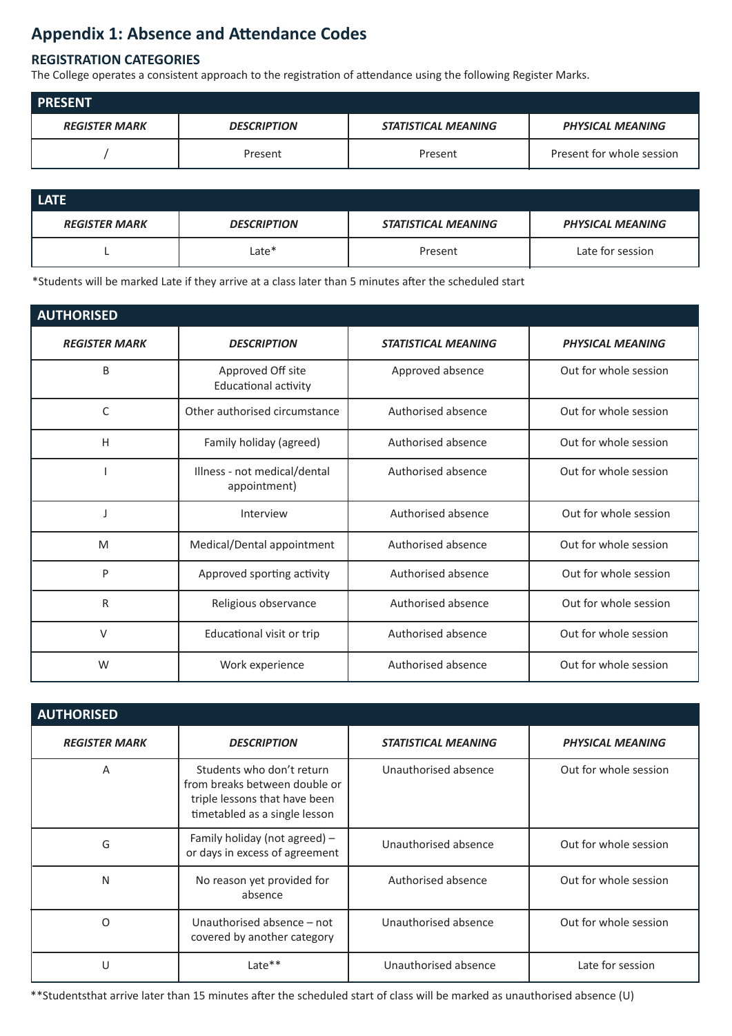## Appendix 1: Absence and Attendance Codes

### REGISTRATION CATEGORIES

The College operates a consistent approach to the registration of attendance using the following Register Marks.

**PRESENT**

| *REGISTER MARK* | *DESCRIPTION* | *STATISTICAL MEANING* | *PHYSICAL MEANING* |
|---|---|---|---|
| / | Present | Present | Present for whole session |

**LATE**

| *REGISTER MARK* | *DESCRIPTION* | *STATISTICAL MEANING* | *PHYSICAL MEANING* |
|---|---|---|---|
| L | Late* | Present | Late for session |

*Students will be marked Late if they arrive at a class later than 5 minutes after the scheduled start

**AUTHORISED**

| *REGISTER MARK* | *DESCRIPTION* | *STATISTICAL MEANING* | *PHYSICAL MEANING* |
|---|---|---|---|
| B | Approved Off site Educational activity | Approved absence | Out for whole session |
| C | Other authorised circumstance | Authorised absence | Out for whole session |
| H | Family holiday (agreed) | Authorised absence | Out for whole session |
| I | Illness - not medical/dental appointment) | Authorised absence | Out for whole session |
| J | Interview | Authorised absence | Out for whole session |
| M | Medical/Dental appointment | Authorised absence | Out for whole session |
| P | Approved sporting activity | Authorised absence | Out for whole session |
| R | Religious observance | Authorised absence | Out for whole session |
| V | Educational visit or trip | Authorised absence | Out for whole session |
| W | Work experience | Authorised absence | Out for whole session |

**AUTHORISED**

| *REGISTER MARK* | *DESCRIPTION* | *STATISTICAL MEANING* | *PHYSICAL MEANING* |
|---|---|---|---|
| A | Students who don't return from breaks between double or triple lessons that have been timetabled as a single lesson | Unauthorised absence | Out for whole session |
| G | Family holiday (not agreed) – or days in excess of agreement | Unauthorised absence | Out for whole session |
| N | No reason yet provided for absence | Authorised absence | Out for whole session |
| O | Unauthorised absence – not covered by another category | Unauthorised absence | Out for whole session |
| U | Late** | Unauthorised absence | Late for session |

**Studentsthat arrive later than 15 minutes after the scheduled start of class will be marked as unauthorised absence (U)